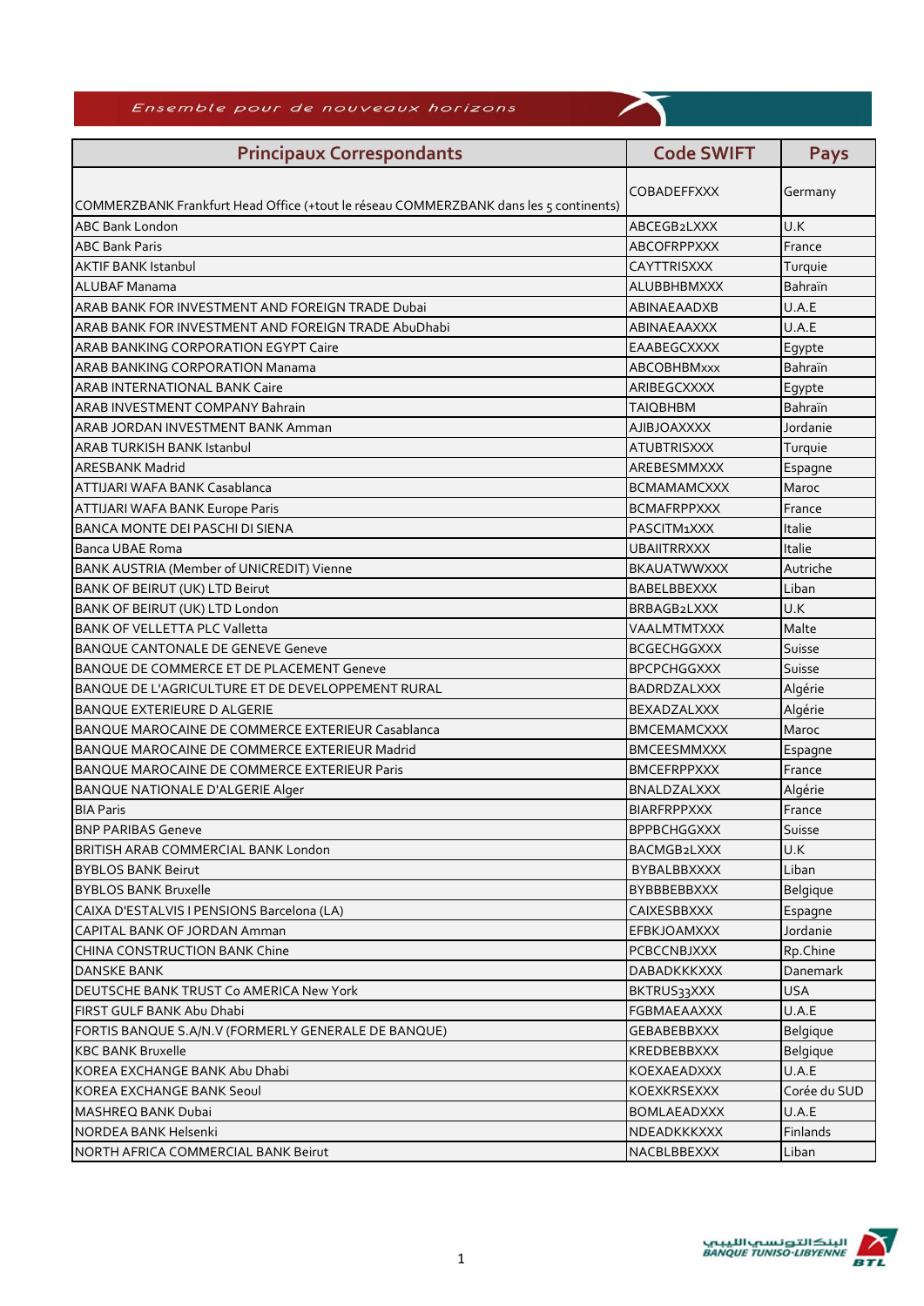*Ensemble pour de nouveaux horizons*

| Principaux Correspondants | Code SWIFT | Pays |
|---|---|---|
| COMMERZBANK Frankfurt Head Office (+tout le réseau COMMERZBANK dans les 5 continents) | COBADEFFXXX | Germany |
| ABC Bank London | ABCEGB2LXXX | U.K |
| ABC Bank Paris | ABCOFRPPXXX | France |
| AKTIF BANK Istanbul | CAYTTRISXXX | Turquie |
| ALUBAF Manama | ALUBBHBMXXX | Bahraïn |
| ARAB BANK FOR INVESTMENT AND FOREIGN TRADE Dubai | ABINAEAADXB | U.A.E |
| ARAB BANK FOR INVESTMENT AND FOREIGN TRADE AbuDhabi | ABINAEAAXXX | U.A.E |
| ARAB BANKING CORPORATION EGYPT Caire | EAABEGCXXXX | Egypte |
| ARAB BANKING CORPORATION Manama | ABCOBHBMxxx | Bahraïn |
| ARAB INTERNATIONAL BANK Caire | ARIBEGCXXXX | Egypte |
| ARAB INVESTMENT COMPANY Bahrain | TAIQBHBM | Bahraïn |
| ARAB JORDAN INVESTMENT BANK Amman | AJIBJOAXXXX | Jordanie |
| ARAB TURKISH BANK Istanbul | ATUBTRISXXX | Turquie |
| ARESBANK Madrid | AREBESMMXXX | Espagne |
| ATTIJARI WAFA BANK Casablanca | BCMAMAMCXXX | Maroc |
| ATTIJARI WAFA BANK Europe Paris | BCMAFRPPXXX | France |
| BANCA MONTE DEI PASCHI DI SIENA | PASCITM1XXX | Italie |
| Banca UBAE Roma | UBAIITRRXXX | Italie |
| BANK AUSTRIA (Member of UNICREDIT) Vienne | BKAUATWWXXX | Autriche |
| BANK OF BEIRUT (UK) LTD Beirut | BABELBBEXXX | Liban |
| BANK OF BEIRUT (UK) LTD London | BRBAGB2LXXX | U.K |
| BANK OF VELLETTA PLC Valletta | VAALMTMTXXX | Malte |
| BANQUE CANTONALE DE GENEVE Geneve | BCGECHGGXXX | Suisse |
| BANQUE DE COMMERCE ET DE PLACEMENT Geneve | BPCPCHGGXXX | Suisse |
| BANQUE DE L'AGRICULTURE ET DE DEVELOPPEMENT RURAL | BADRDZALXXX | Algérie |
| BANQUE EXTERIEURE D ALGERIE | BEXADZALXXX | Algérie |
| BANQUE MAROCAINE DE COMMERCE EXTERIEUR Casablanca | BMCEMAMCXXX | Maroc |
| BANQUE MAROCAINE DE COMMERCE EXTERIEUR Madrid | BMCEESMMXXX | Espagne |
| BANQUE MAROCAINE DE COMMERCE EXTERIEUR Paris | BMCEFRPPXXX | France |
| BANQUE NATIONALE D'ALGERIE Alger | BNALDZALXXX | Algérie |
| BIA Paris | BIARFRPPXXX | France |
| BNP PARIBAS Geneve | BPPBCHGGXXX | Suisse |
| BRITISH ARAB COMMERCIAL BANK London | BACMGB2LXXX | U.K |
| BYBLOS BANK Beirut | BYBALBBXXXX | Liban |
| BYBLOS BANK Bruxelle | BYBBBEBBXXX | Belgique |
| CAIXA D'ESTALVIS I PENSIONS Barcelona (LA) | CAIXESBBXXX | Espagne |
| CAPITAL BANK OF JORDAN Amman | EFBKJOAMXXX | Jordanie |
| CHINA CONSTRUCTION BANK Chine | PCBCCNBJXXX | Rp.Chine |
| DANSKE BANK | DABADKKKXXX | Danemark |
| DEUTSCHE BANK TRUST Co AMERICA New York | BKTRUS33XXX | USA |
| FIRST GULF BANK Abu Dhabi | FGBMAEAAXXX | U.A.E |
| FORTIS BANQUE S.A/N.V (FORMERLY GENERALE DE BANQUE) | GEBABEBBXXX | Belgique |
| KBC BANK Bruxelle | KREDBEBBXXX | Belgique |
| KOREA EXCHANGE BANK Abu Dhabi | KOEXAEADXXX | U.A.E |
| KOREA EXCHANGE BANK Seoul | KOEXKRSEXXX | Corée du SUD |
| MASHREQ BANK Dubai | BOMLAEADXXX | U.A.E |
| NORDEA BANK Helsenki | NDEADKKKXXX | Finlands |
| NORTH AFRICA COMMERCIAL BANK Beirut | NACBLBBEXXX | Liban |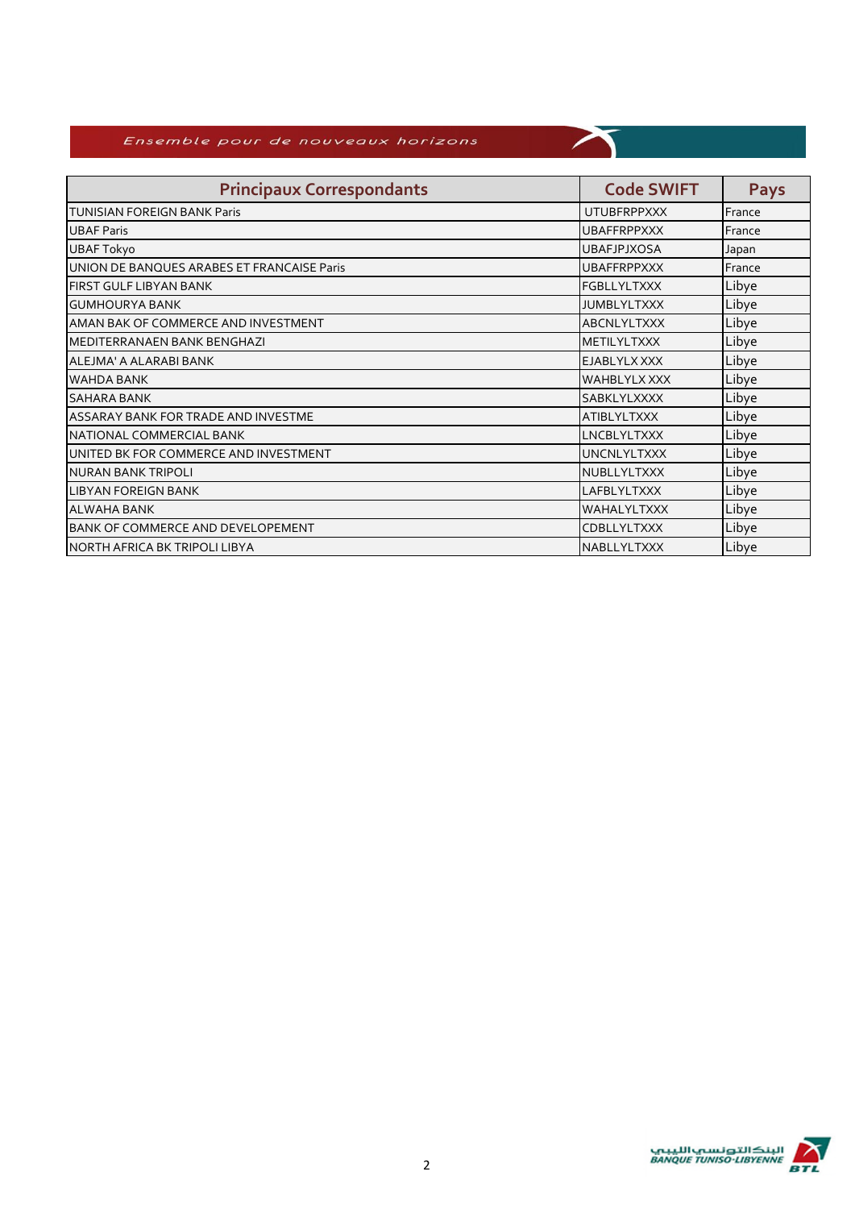| Principaux Correspondants | Code SWIFT | Pays |
|---|---|---|
| TUNISIAN FOREIGN BANK Paris | UTUBFRPPXXX | France |
| UBAF Paris | UBAFFRPPXXX | France |
| UBAF Tokyo | UBAFJPJXOSA | Japan |
| UNION DE BANQUES ARABES ET FRANCAISE Paris | UBAFFRPPXXX | France |
| FIRST GULF LIBYAN BANK | FGBLLYLTXXX | Libye |
| GUMHOURYA BANK | JUMBLYLTXXX | Libye |
| AMAN BAK OF COMMERCE AND INVESTMENT | ABCNLYLTXXX | Libye |
| MEDITERRANAEN BANK BENGHAZI | METILYLTXXX | Libye |
| ALEJMA' A ALARABI BANK | EJABLYLX XXX | Libye |
| WAHDA BANK | WAHBLYLX XXX | Libye |
| SAHARA BANK | SABKLYLXXXX | Libye |
| ASSARAY BANK FOR TRADE AND INVESTME | ATIBLYLTXXX | Libye |
| NATIONAL COMMERCIAL BANK | LNCBLYLTXXX | Libye |
| UNITED BK FOR COMMERCE AND INVESTMENT | UNCNLYLTXXX | Libye |
| NURAN BANK TRIPOLI | NUBLLYLTXXX | Libye |
| LIBYAN FOREIGN BANK | LAFBLYLTXXX | Libye |
| ALWAHA BANK | WAHALYLTXXX | Libye |
| BANK OF COMMERCE AND DEVELOPEMENT | CDBLLYLTXXX | Libye |
| NORTH AFRICA BK TRIPOLI LIBYA | NABLLYLTXXX | Libye |